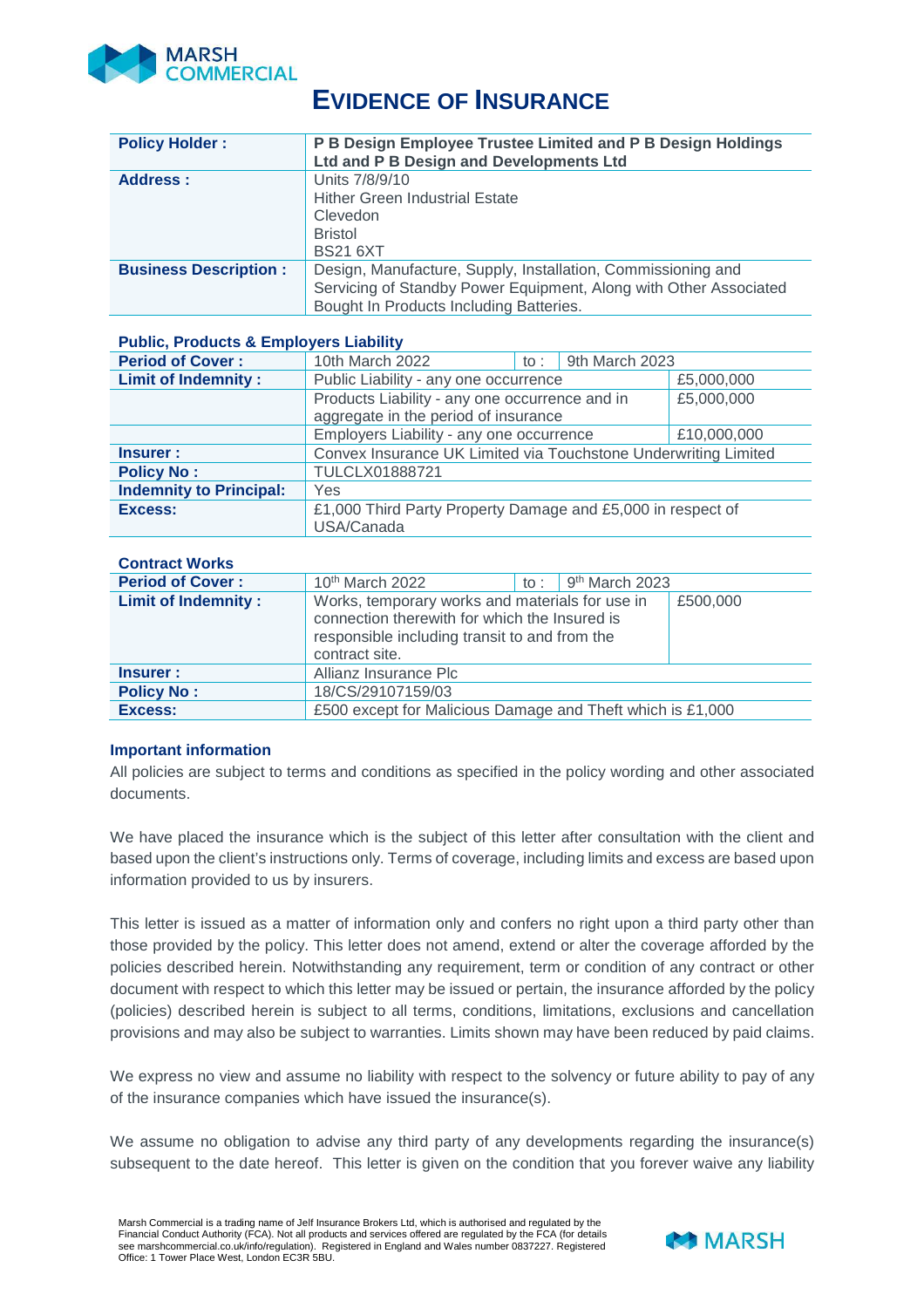# EVIDENCE OF INSURANCE

| | |
|---|---|
| **Policy Holder :** | **P B Design Employee Trustee Limited and P B Design Holdings Ltd and P B Design and Developments Ltd** |
| **Address :** | Units 7/8/9/10<br>Hither Green Industrial Estate<br>Clevedon<br>Bristol<br>BS21 6XT |
| **Business Description :** | Design, Manufacture, Supply, Installation, Commissioning and Servicing of Standby Power Equipment, Along with Other Associated Bought In Products Including Batteries. |

### Public, Products & Employers Liability

| | | | | |
|---|---|---|---|---|
| **Period of Cover :** | 10th March 2022 | to : | 9th March 2023 | |
| **Limit of Indemnity :** | Public Liability - any one occurrence | | | £5,000,000 |
| | Products Liability - any one occurrence and in aggregate in the period of insurance | | | £5,000,000 |
| | Employers Liability - any one occurrence | | | £10,000,000 |
| **Insurer :** | Convex Insurance UK Limited via Touchstone Underwriting Limited | | | |
| **Policy No :** | TULCLX01888721 | | | |
| **Indemnity to Principal:** | Yes | | | |
| **Excess:** | £1,000 Third Party Property Damage and £5,000 in respect of USA/Canada | | | |

### Contract Works

| | | | | |
|---|---|---|---|---|
| **Period of Cover :** | 10th March 2022 | to : | 9th March 2023 | |
| **Limit of Indemnity :** | Works, temporary works and materials for use in connection therewith for which the Insured is responsible including transit to and from the contract site. | | | £500,000 |
| **Insurer :** | Allianz Insurance Plc | | | |
| **Policy No :** | 18/CS/29107159/03 | | | |
| **Excess:** | £500 except for Malicious Damage and Theft which is £1,000 | | | |

### Important information

All policies are subject to terms and conditions as specified in the policy wording and other associated documents.

We have placed the insurance which is the subject of this letter after consultation with the client and based upon the client's instructions only. Terms of coverage, including limits and excess are based upon information provided to us by insurers.

This letter is issued as a matter of information only and confers no right upon a third party other than those provided by the policy. This letter does not amend, extend or alter the coverage afforded by the policies described herein. Notwithstanding any requirement, term or condition of any contract or other document with respect to which this letter may be issued or pertain, the insurance afforded by the policy (policies) described herein is subject to all terms, conditions, limitations, exclusions and cancellation provisions and may also be subject to warranties. Limits shown may have been reduced by paid claims.

We express no view and assume no liability with respect to the solvency or future ability to pay of any of the insurance companies which have issued the insurance(s).

We assume no obligation to advise any third party of any developments regarding the insurance(s) subsequent to the date hereof. This letter is given on the condition that you forever waive any liability

Marsh Commercial is a trading name of Jelf Insurance Brokers Ltd, which is authorised and regulated by the Financial Conduct Authority (FCA). Not all products and services offered are regulated by the FCA (for details see marshcommercial.co.uk/info/regulation). Registered in England and Wales number 0837227. Registered Office: 1 Tower Place West, London EC3R 5BU.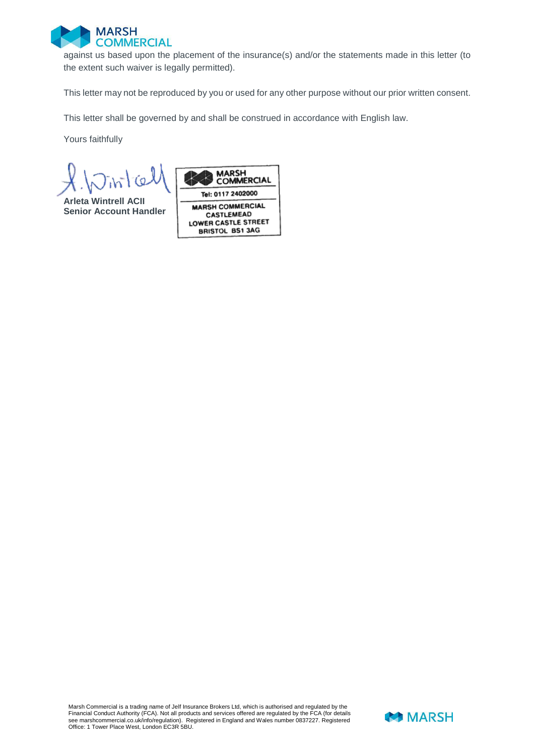against us based upon the placement of the insurance(s) and/or the statements made in this letter (to the extent such waiver is legally permitted).

This letter may not be reproduced by you or used for any other purpose without our prior written consent.

This letter shall be governed by and shall be construed in accordance with English law.

Yours faithfully

**Arleta Wintrell ACII**
**Senior Account Handler**

MARSH COMMERCIAL
Tel: 0117 2402000
MARSH COMMERCIAL
CASTLEMEAD
LOWER CASTLE STREET
BRISTOL BS1 3AG

Marsh Commercial is a trading name of Jelf Insurance Brokers Ltd, which is authorised and regulated by the Financial Conduct Authority (FCA). Not all products and services offered are regulated by the FCA (for details see marshcommercial.co.uk/info/regulation). Registered in England and Wales number 0837227. Registered Office: 1 Tower Place West, London EC3R 5BU.